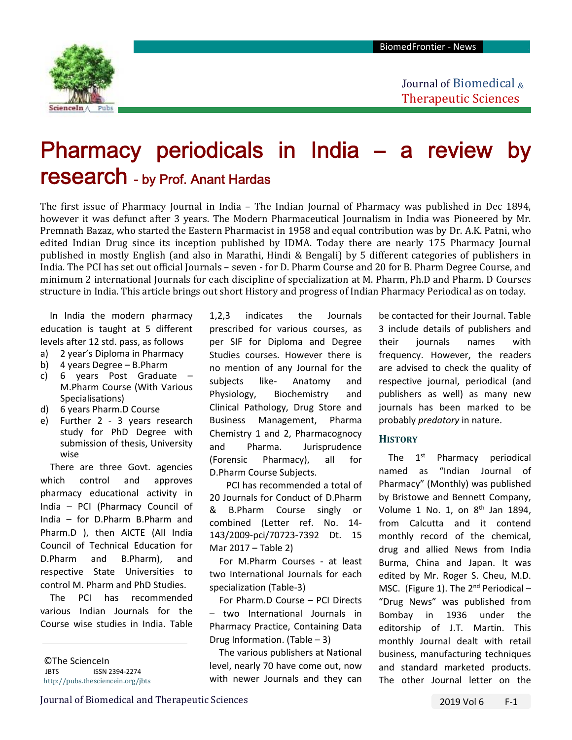# Pharmacy periodicals in India – a review by research - by Prof. Anant Hardas

The first issue of Pharmacy Journal in India – The Indian Journal of Pharmacy was published in Dec 1894, however it was defunct after 3 years. The Modern Pharmaceutical Journalism in India was Pioneered by Mr. Premnath Bazaz, who started the Eastern Pharmacist in 1958 and equal contribution was by Dr. A.K. Patni, who edited Indian Drug since its inception published by IDMA. Today there are nearly 175 Pharmacy Journal published in mostly English (and also in Marathi, Hindi & Bengali) by 5 different categories of publishers in India. The PCI has set out official Journals – seven - for D. Pharm Course and 20 for B. Pharm Degree Course, and minimum 2 international Journals for each discipline of specialization at M. Pharm, Ph.D and Pharm. D Courses structure in India. This article brings out short History and progress of Indian Pharmacy Periodical as on today.

In India the modern pharmacy education is taught at 5 different levels after 12 std. pass, as follows

a) 2 year's Diploma in Pharmacy
b) 4 years Degree – B.Pharm
c) 6 years Post Graduate – M.Pharm Course (With Various Specialisations)
d) 6 years Pharm.D Course
e) Further 2 - 3 years research study for PhD Degree with submission of thesis, University wise

There are three Govt. agencies which control and approves pharmacy educational activity in India – PCI (Pharmacy Council of India – for D.Pharm B.Pharm and Pharm.D ), then AICTE (All India Council of Technical Education for D.Pharm and B.Pharm), and respective State Universities to control M. Pharm and PhD Studies.

The PCI has recommended various Indian Journals for the Course wise studies in India. Table 1,2,3 indicates the Journals prescribed for various courses, as per SIF for Diploma and Degree Studies courses. However there is no mention of any Journal for the subjects like- Anatomy and Physiology, Biochemistry and Clinical Pathology, Drug Store and Business Management, Pharma Chemistry 1 and 2, Pharmacognocy and Pharma. Jurisprudence (Forensic Pharmacy), all for D.Pharm Course Subjects.

PCI has recommended a total of 20 Journals for Conduct of D.Pharm & B.Pharm Course singly or combined (Letter ref. No. 14-143/2009-pci/70723-7392 Dt. 15 Mar 2017 – Table 2)

For M.Pharm Courses - at least two International Journals for each specialization (Table-3)

For Pharm.D Course – PCI Directs – two International Journals in Pharmacy Practice, Containing Data Drug Information. (Table – 3)

The various publishers at National level, nearly 70 have come out, now with newer Journals and they can be contacted for their Journal. Table 3 include details of publishers and their journals names with frequency. However, the readers are advised to check the quality of respective journal, periodical (and publishers as well) as many new journals has been marked to be probably *predatory* in nature.

## History

The 1st Pharmacy periodical named as "Indian Journal of Pharmacy" (Monthly) was published by Bristowe and Bennett Company, Volume 1 No. 1, on 8th Jan 1894, from Calcutta and it contend monthly record of the chemical, drug and allied News from India Burma, China and Japan. It was edited by Mr. Roger S. Cheu, M.D. MSC. (Figure 1). The 2nd Periodical – "Drug News" was published from Bombay in 1936 under the editorship of J.T. Martin. This monthly Journal dealt with retail business, manufacturing techniques and standard marketed products. The other Journal letter on the

©The ScienceIn
JBTS ISSN 2394-2274
http://pubs.thesciencein.org/jbts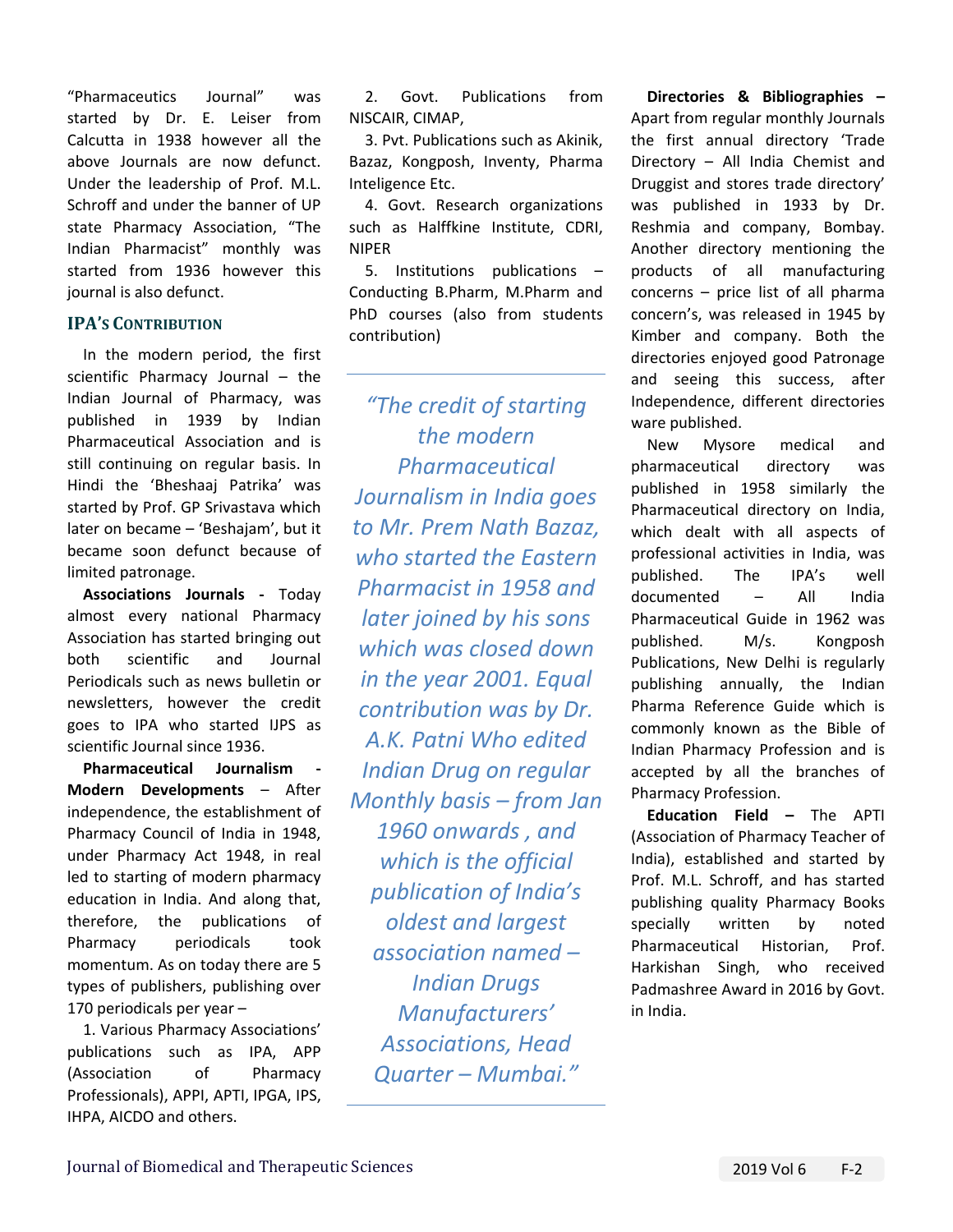"Pharmaceutics Journal" was started by Dr. E. Leiser from Calcutta in 1938 however all the above Journals are now defunct. Under the leadership of Prof. M.L. Schroff and under the banner of UP state Pharmacy Association, "The Indian Pharmacist" monthly was started from 1936 however this journal is also defunct.

## IPA's Contribution

In the modern period, the first scientific Pharmacy Journal – the Indian Journal of Pharmacy, was published in 1939 by Indian Pharmaceutical Association and is still continuing on regular basis. In Hindi the 'Bheshaaj Patrika' was started by Prof. GP Srivastava which later on became – 'Beshajam', but it became soon defunct because of limited patronage.

**Associations Journals -** Today almost every national Pharmacy Association has started bringing out both scientific and Journal Periodicals such as news bulletin or newsletters, however the credit goes to IPA who started IJPS as scientific Journal since 1936.

**Pharmaceutical Journalism - Modern Developments** – After independence, the establishment of Pharmacy Council of India in 1948, under Pharmacy Act 1948, in real led to starting of modern pharmacy education in India. And along that, therefore, the publications of Pharmacy periodicals took momentum. As on today there are 5 types of publishers, publishing over 170 periodicals per year –

1. Various Pharmacy Associations' publications such as IPA, APP (Association of Pharmacy Professionals), APPI, APTI, IPGA, IPS, IHPA, AICDO and others.
2. Govt. Publications from NISCAIR, CIMAP,
3. Pvt. Publications such as Akinik, Bazaz, Kongposh, Inventy, Pharma Inteligence Etc.
4. Govt. Research organizations such as Halffkine Institute, CDRI, NIPER
5. Institutions publications – Conducting B.Pharm, M.Pharm and PhD courses (also from students contribution)

> *"The credit of starting the modern Pharmaceutical Journalism in India goes to Mr. Prem Nath Bazaz, who started the Eastern Pharmacist in 1958 and later joined by his sons which was closed down in the year 2001. Equal contribution was by Dr. A.K. Patni Who edited Indian Drug on regular Monthly basis – from Jan 1960 onwards , and which is the official publication of India's oldest and largest association named – Indian Drugs Manufacturers' Associations, Head Quarter – Mumbai."*

**Directories & Bibliographies –** Apart from regular monthly Journals the first annual directory 'Trade Directory – All India Chemist and Druggist and stores trade directory' was published in 1933 by Dr. Reshmia and company, Bombay. Another directory mentioning the products of all manufacturing concerns – price list of all pharma concern's, was released in 1945 by Kimber and company. Both the directories enjoyed good Patronage and seeing this success, after Independence, different directories ware published.

New Mysore medical and pharmaceutical directory was published in 1958 similarly the Pharmaceutical directory on India, which dealt with all aspects of professional activities in India, was published. The IPA's well documented – All India Pharmaceutical Guide in 1962 was published. M/s. Kongposh Publications, New Delhi is regularly publishing annually, the Indian Pharma Reference Guide which is commonly known as the Bible of Indian Pharmacy Profession and is accepted by all the branches of Pharmacy Profession.

**Education Field –** The APTI (Association of Pharmacy Teacher of India), established and started by Prof. M.L. Schroff, and has started publishing quality Pharmacy Books specially written by noted Pharmaceutical Historian, Prof. Harkishan Singh, who received Padmashree Award in 2016 by Govt. in India.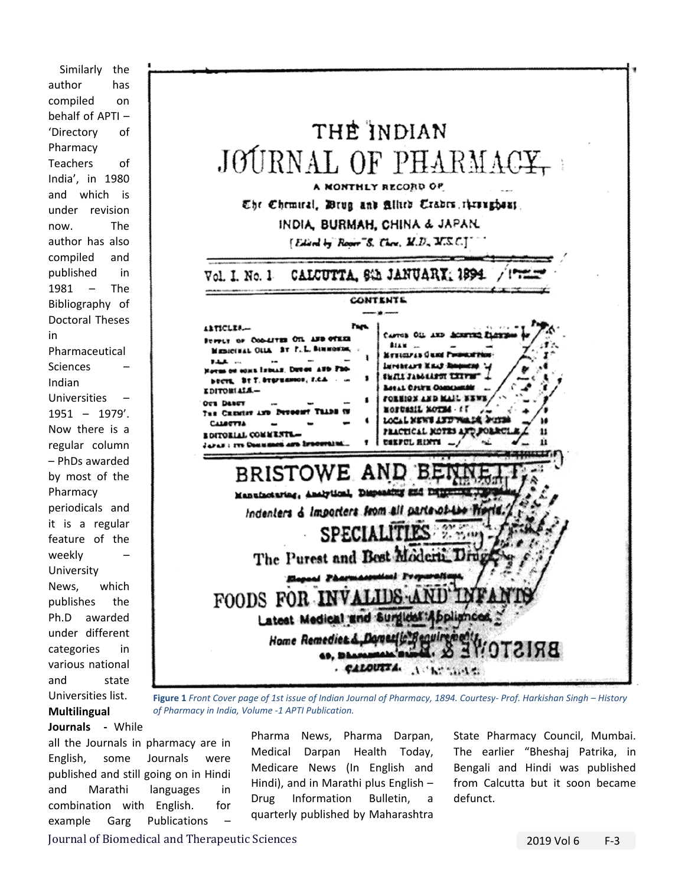Similarly the author has compiled on behalf of APTI – 'Directory of Pharmacy Teachers of India', in 1980 and which is under revision now. The author has also compiled and published in 1981 – The Bibliography of Doctoral Theses in Pharmaceutical Sciences – Indian Universities – 1951 – 1979'. Now there is a regular column – PhDs awarded by most of the Pharmacy periodicals and it is a regular feature of the weekly – University News, which publishes the Ph.D awarded under different categories in various national and state Universities list.

**Figure 1** *Front Cover page of 1st issue of Indian Journal of Pharmacy, 1894. Courtesy- Prof. Harkishan Singh – History of Pharmacy in India, Volume -1 APTI Publication.*

**Multilingual Journals** - While all the Journals in pharmacy are in English, some Journals were published and still going on in Hindi and Marathi languages in combination with English. for example Garg Publications – Pharma News, Pharma Darpan, Medical Darpan Health Today, Medicare News (In English and Hindi), and in Marathi plus English – Drug Information Bulletin, a quarterly published by Maharashtra State Pharmacy Council, Mumbai. The earlier "Bheshaj Patrika, in Bengali and Hindi was published from Calcutta but it soon became defunct.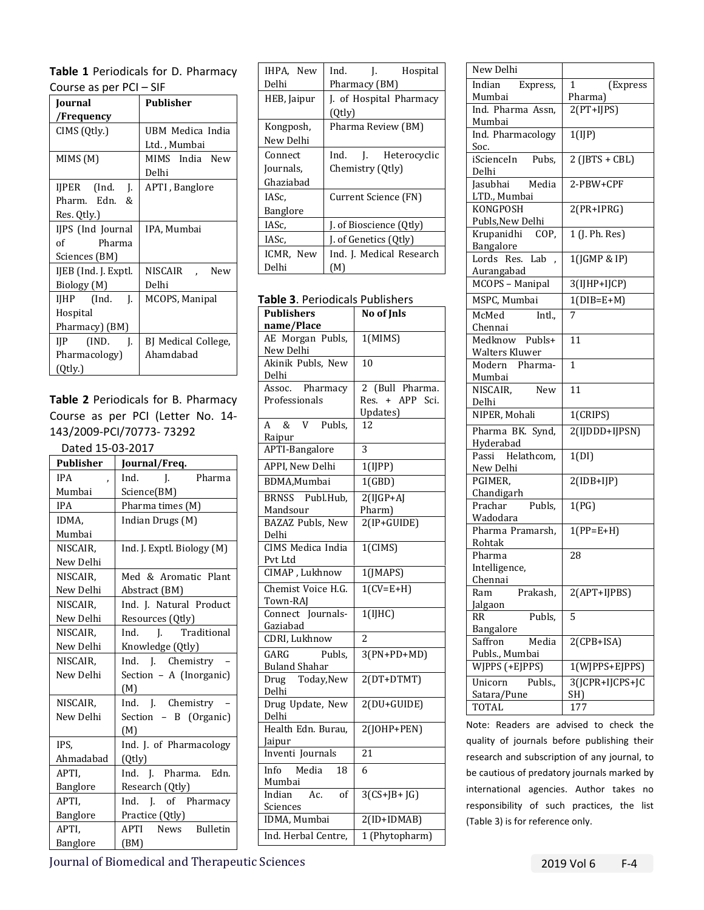**Table 1** Periodicals for D. Pharmacy Course as per PCI – SIF

| Journal /Frequency | Publisher |
|---|---|
| CIMS (Qtly.) | UBM Medica India Ltd., Mumbai |
| MIMS (M) | MIMS India New Delhi |
| IJPER (Ind. J. Pharm. Edn. & Res. Qtly.) | APTI, Banglore |
| IJPS (Ind Journal of Pharma Sciences (BM) | IPA, Mumbai |
| IJEB (Ind. J. Exptl. Biology (M) | NISCAIR, New Delhi |
| IJHP (Ind. J. Hospital Pharmacy) (BM) | MCOPS, Manipal |
| IJP (IND. J. Pharmacology) (Qtly.) | BJ Medical College, Ahamdabad |

**Table 2** Periodicals for B. Pharmacy Course as per PCI (Letter No. 14-143/2009-PCI/70773- 73292 Dated 15-03-2017

| Publisher | Journal/Freq. |
|---|---|
| IPA, Mumbai | Ind. J. Pharma Science(BM) |
| IPA | Pharma times (M) |
| IDMA, Mumbai | Indian Drugs (M) |
| NISCAIR, New Delhi | Ind. J. Exptl. Biology (M) |
| NISCAIR, New Delhi | Med & Aromatic Plant Abstract (BM) |
| NISCAIR, New Delhi | Ind. J. Natural Product Resources (Qtly) |
| NISCAIR, New Delhi | Ind. J. Traditional Knowledge (Qtly) |
| NISCAIR, New Delhi | Ind. J. Chemistry – Section – A (Inorganic) (M) |
| NISCAIR, New Delhi | Ind. J. Chemistry – Section – B (Organic) (M) |
| IPS, Ahmadabad | Ind. J. of Pharmacology (Qtly) |
| APTI, Banglore | Ind. J. Pharma. Edn. Research (Qtly) |
| APTI, Banglore | Ind. J. of Pharmacy Practice (Qtly) |
| APTI, Banglore | APTI News Bulletin (BM) |
| IHPA, New Delhi | Ind. J. Hospital Pharmacy (BM) |
| HEB, Jaipur | J. of Hospital Pharmacy (Qtly) |
| Kongposh, New Delhi | Pharma Review (BM) |
| Connect Journals, Ghaziabad | Ind. J. Heterocyclic Chemistry (Qtly) |
| IASc, Banglore | Current Science (FN) |
| IASc, | J. of Bioscience (Qtly) |
| IASc, | J. of Genetics (Qtly) |
| ICMR, New Delhi | Ind. J. Medical Research (M) |

**Table 3**. Periodicals Publishers

| Publishers name/Place | No of Jnls |
|---|---|
| AE Morgan Publs, New Delhi | 1(MIMS) |
| Akinik Publs, New Delhi | 10 |
| Assoc. Pharmacy Professionals | 2 (Bull Pharma. Res. + APP Sci. Updates) |
| A & V Publs, Raipur | 12 |
| APTI-Bangalore | 3 |
| APPI, New Delhi | 1(IJPP) |
| BDMA,Mumbai | 1(GBD) |
| BRNSS Publ.Hub, Mandsour | 2(IJGP+AJ Pharm) |
| BAZAZ Publs, New Delhi | 2(IP+GUIDE) |
| CIMS Medica India Pvt Ltd | 1(CIMS) |
| CIMAP, Lukhnow | 1(JMAPS) |
| Chemist Voice H.G. Town-RAJ | 1(CV=E+H) |
| Connect Journals-Gaziabad | 1(IJHC) |
| CDRI, Lukhnow | 2 |
| GARG Publs, Buland Shahar | 3(PN+PD+MD) |
| Drug Today,New Delhi | 2(DT+DTMT) |
| Drug Update, New Delhi | 2(DU+GUIDE) |
| Health Edn. Burau, Jaipur | 2(JOHP+PEN) |
| Inventi Journals | 21 |
| Info Media 18 Mumbai | 6 |
| Indian Ac. of Sciences | 3(CS+JB+ JG) |
| IDMA, Mumbai | 2(ID+IDMAB) |
| Ind. Herbal Centre, New Delhi | 1 (Phytopharm) |
| Indian Express, Mumbai | 1 (Express Pharma) |
| Ind. Pharma Assn, Mumbai | 2(PT+IJPS) |
| Ind. Pharmacology Soc. | 1(IJP) |
| iScienceIn Pubs, Delhi | 2 (JBTS + CBL) |
| Jasubhai Media LTD., Mumbai | 2-PBW+CPF |
| KONGPOSH Publs,New Delhi | 2(PR+IPRG) |
| Krupanidhi COP, Bangalore | 1 (J. Ph. Res) |
| Lords Res. Lab, Aurangabad | 1(JGMP & IP) |
| MCOPS – Manipal | 3(IJHP+IJCP) |
| MSPC, Mumbai | 1(DIB=E+M) |
| McMed Intl., Chennai | 7 |
| Medknow Publs+ Walters Kluwer | 11 |
| Modern Pharma-Mumbai | 1 |
| NISCAIR, New Delhi | 11 |
| NIPER, Mohali | 1(CRIPS) |
| Pharma BK. Synd, Hyderabad | 2(IJDDD+IJPSN) |
| Passi Helathcom, New Delhi | 1(DI) |
| PGIMER, Chandigarh | 2(IDB+IJP) |
| Prachar Publs, Wadodara | 1(PG) |
| Pharma Pramarsh, Rohtak | 1(PP=E+H) |
| Pharma Intelligence, Chennai | 28 |
| Ram Prakash, Jalgaon | 2(APT+IJPBS) |
| RR Publs, Bangalore | 5 |
| Saffron Media Publs., Mumbai | 2(CPB+ISA) |
| WJPPS (+EJPPS) | 1(WJPPS+EJPPS) |
| Unicorn Publs., Satara/Pune | 3(JCPR+IJCPS+JCSH) |
| TOTAL | 177 |

Note: Readers are advised to check the quality of journals before publishing their research and subscription of any journal, to be cautious of predatory journals marked by international agencies. Author takes no responsibility of such practices, the list (Table 3) is for reference only.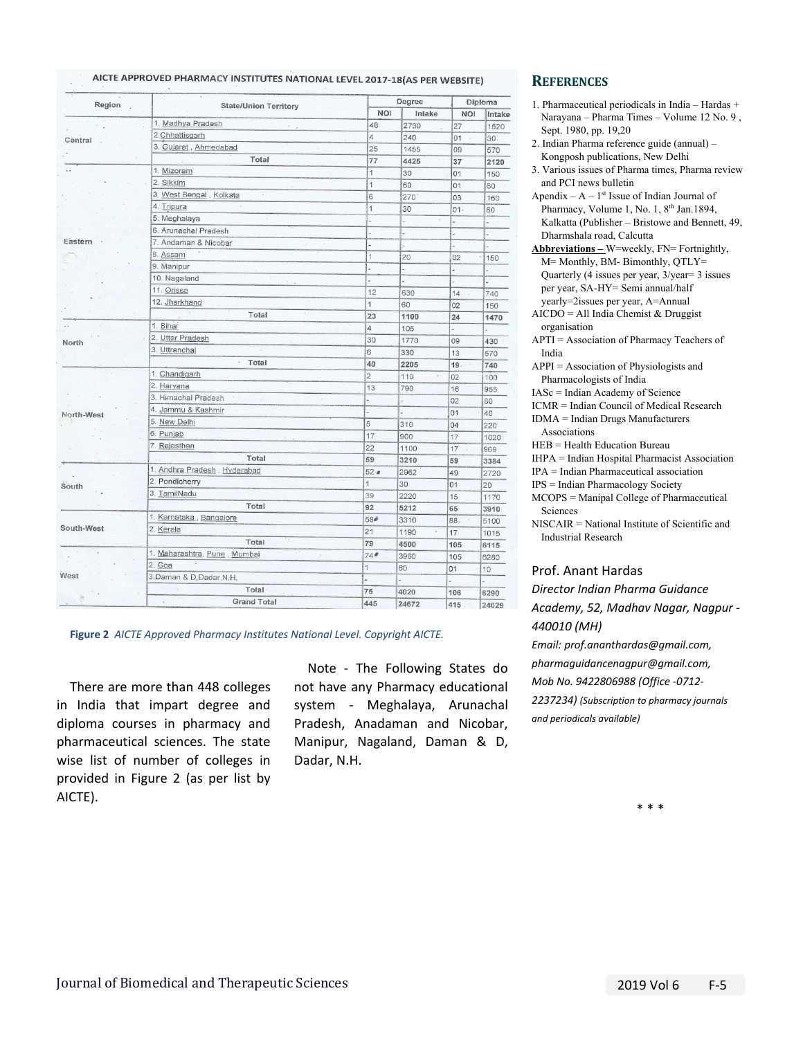**AICTE APPROVED PHARMACY INSTITUTES NATIONAL LEVEL 2017-18(AS PER WEBSITE)**

| Region | State/Union Territory | Degree | | Diploma | |
|---|---|---|---|---|---|
| | | NOI | Intake | NOI | Intake |
| Central | 1. Madhya Pradesh | 48 | 2730 | 27 | 1520 |
| | 2. Chhattisgarh | 4 | 240 | 01 | 30 |
| | 3. Gujarat, Ahmedabad | 25 | 1455 | 09 | 570 |
| | Total | 77 | 4425 | 37 | 2120 |
| Eastern | 1. Mizoram | 1 | 30 | 01 | 150 |
| | 2. Sikkim | 1 | 60 | 01 | 60 |
| | 3. West Bengal, Kolkata | 6 | 270 | 03 | 160 |
| | 4. Tripura | 1 | 30 | 01 | 60 |
| | 5. Meghalaya | - | - | - | - |
| | 6. Arunachal Pradesh | - | - | - | - |
| | 7. Andaman & Nicobar | - | - | - | - |
| | 8. Assam | 1 | 20 | 02 | 150 |
| | 9. Manipur | - | - | - | - |
| | 10. Nagaland | - | - | - | - |
| | 11. Orissa | 12 | 630 | 14 | 740 |
| | 12. Jharkhand | 1 | 60 | 02 | 150 |
| | Total | 23 | 1100 | 24 | 1470 |
| North | 1. Bihar | 4 | 105 | - | - |
| | 2. Uttar Pradesh | 30 | 1770 | 09 | 430 |
| | 3. Uttranchal | 6 | 330 | 13 | 570 |
| | Total | 40 | 2205 | 19 | 740 |
| North-West | 1. Chandigarh | 2 | 110 | 02 | 100 |
| | 2. Haryana | 13 | 790 | 16 | 955 |
| | 3. Himachal Pradesh | - | - | 02 | 80 |
| | 4. Jammu & Kashmir | - | - | 01 | 40 |
| | 5. New Delhi | 5 | 310 | 04 | 220 |
| | 6. Punjab | 17 | 900 | 17 | 1020 |
| | 7. Rajasthan | 22 | 1100 | 17 | 969 |
| | Total | 59 | 3210 | 59 | 3384 |
| South | 1. Andhra Pradesh, Hyderabad | 52 | 2962 | 49 | 2720 |
| | 2. Pondicherry | 1 | 30 | 01 | 20 |
| | 3. TamilNadu | 39 | 2220 | 15 | 1170 |
| | Total | 92 | 5212 | 65 | 3910 |
| South-West | 1. Karnataka, Bangalore | 58 | 3310 | 88 | 5100 |
| | 2. Kerala | 21 | 1190 | 17 | 1015 |
| | Total | 79 | 4500 | 105 | 6115 |
| West | 1. Maharashtra, Pune, Mumbai | 74 | 3960 | 105 | 6280 |
| | 2. Goa | 1 | 60 | 01 | 10 |
| | 3. Daman & D, Dadar, N.H. | - | - | - | - |
| | Total | 75 | 4020 | 106 | 6290 |
| | Grand Total | 445 | 24672 | 415 | 24029 |

**Figure 2** *AICTE Approved Pharmacy Institutes National Level. Copyright AICTE.*

There are more than 448 colleges in India that impart degree and diploma courses in pharmacy and pharmaceutical sciences. The state wise list of number of colleges in provided in Figure 2 (as per list by AICTE).

Note - The Following States do not have any Pharmacy educational system - Meghalaya, Arunachal Pradesh, Anadaman and Nicobar, Manipur, Nagaland, Daman & D, Dadar, N.H.

## References

1. Pharmaceutical periodicals in India – Hardas + Narayana – Pharma Times – Volume 12 No. 9, Sept. 1980, pp. 19,20
2. Indian Pharma reference guide (annual) – Kongposh publications, New Delhi
3. Various issues of Pharma times, Pharma review and PCI news bulletin

Apendix – A – 1st Issue of Indian Journal of Pharmacy, Volume 1, No. 1, 8th Jan.1894, Kalkatta (Publisher – Bristowe and Bennett, 49, Dharmshala road, Calcutta

**Abbreviations –** W=weekly, FN= Fortnightly, M= Monthly, BM- Bimonthly, QTLY= Quarterly (4 issues per year, 3/year= 3 issues per year, SA-HY= Semi annual/half yearly=2issues per year, A=Annual

AICDO = All India Chemist & Druggist organisation

APTI = Association of Pharmacy Teachers of India

APPI = Association of Physiologists and Pharmacologists of India

IASc = Indian Academy of Science

ICMR = Indian Council of Medical Research

IDMA = Indian Drugs Manufacturers Associations

HEB = Health Education Bureau

IHPA = Indian Hospital Pharmacist Association

IPA = Indian Pharmaceutical association

IPS = Indian Pharmacology Society

MCOPS = Manipal College of Pharmaceutical Sciences

NISCAIR = National Institute of Scientific and Industrial Research

Prof. Anant Hardas

*Director Indian Pharma Guidance Academy, 52, Madhav Nagar, Nagpur - 440010 (MH)*

*Email: prof.ananthardas@gmail.com, pharmaguidancenagpur@gmail.com, Mob No. 9422806988 (Office -0712-2237234) (Subscription to pharmacy journals and periodicals available)*

* * *